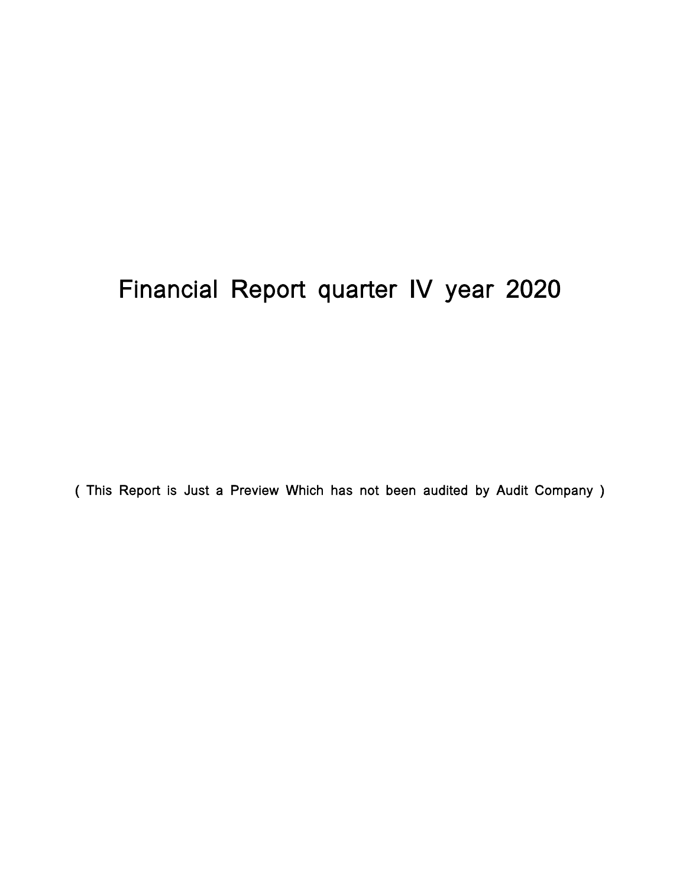# Financial Report quarter IV year 2020

( This Report is Just a Preview Which has not been audited by Audit Company )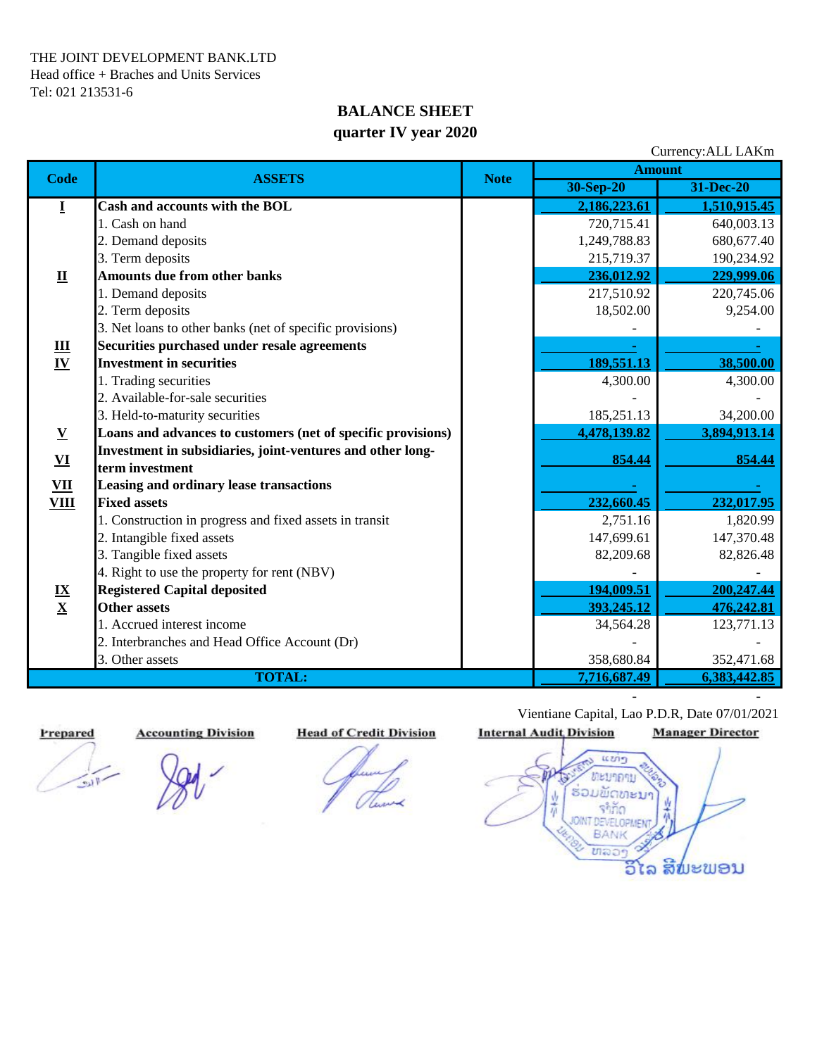THE JOINT DEVELOPMENT BANK.LTD
Head office + Braches and Units Services
Tel: 021 213531-6

## BALANCE SHEET
## quarter IV year 2020

Currency:ALL LAKm

| Code | ASSETS | Note | Amount | |
|---|---|---|---|---|
| | | | 30-Sep-20 | 31-Dec-20 |
| **I** | **Cash and accounts with the BOL** | | **2,186,223.61** | **1,510,915.45** |
| | 1. Cash on hand | | 720,715.41 | 640,003.13 |
| | 2. Demand deposits | | 1,249,788.83 | 680,677.40 |
| | 3. Term deposits | | 215,719.37 | 190,234.92 |
| **II** | **Amounts due from other banks** | | **236,012.92** | **229,999.06** |
| | 1. Demand deposits | | 217,510.92 | 220,745.06 |
| | 2. Term deposits | | 18,502.00 | 9,254.00 |
| | 3. Net loans to other banks (net of specific provisions) | | - | - |
| **III** | **Securities purchased under resale agreements** | | **-** | **-** |
| **IV** | **Investment in securities** | | **189,551.13** | **38,500.00** |
| | 1. Trading securities | | 4,300.00 | 4,300.00 |
| | 2. Available-for-sale securities | | - | - |
| | 3. Held-to-maturity securities | | 185,251.13 | 34,200.00 |
| **V** | **Loans and advances to customers (net of specific provisions)** | | **4,478,139.82** | **3,894,913.14** |
| **VI** | **Investment in subsidiaries, joint-ventures and other long-term investment** | | **854.44** | **854.44** |
| **VII** | **Leasing and ordinary lease transactions** | | **-** | **-** |
| **VIII** | **Fixed assets** | | **232,660.45** | **232,017.95** |
| | 1. Construction in progress and fixed assets in transit | | 2,751.16 | 1,820.99 |
| | 2. Intangible fixed assets | | 147,699.61 | 147,370.48 |
| | 3. Tangible fixed assets | | 82,209.68 | 82,826.48 |
| | 4. Right to use the property for rent (NBV) | | - | - |
| **IX** | **Registered Capital deposited** | | **194,009.51** | **200,247.44** |
| **X** | **Other assets** | | **393,245.12** | **476,242.81** |
| | 1. Accrued interest income | | 34,564.28 | 123,771.13 |
| | 2. Interbranches and Head Office Account (Dr) | | - | - |
| | 3. Other assets | | 358,680.84 | 352,471.68 |
| | **TOTAL:** | | **7,716,687.49** | **6,383,442.85** |

Vientiane Capital, Lao P.D.R, Date 07/01/2021

| Prepared | Accounting Division | Head of Credit Division | Internal Audit Division | Manager Director |
|---|---|---|---|---|

ວິໄລ ສີພະພອນ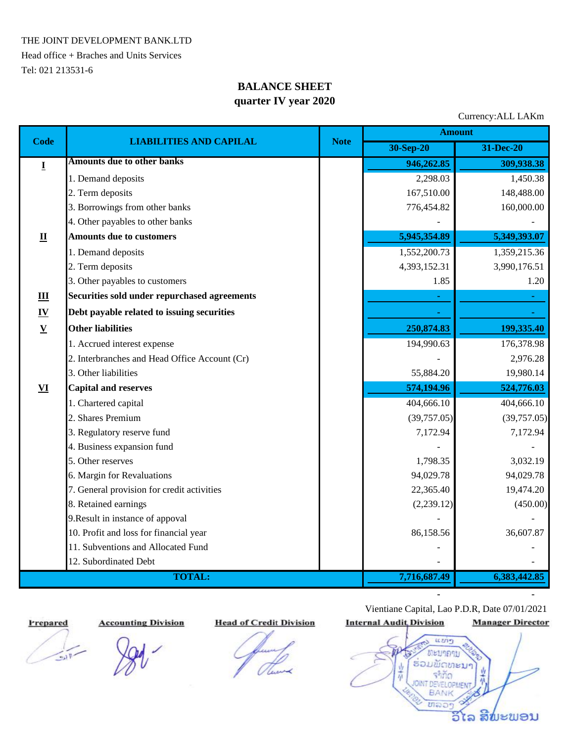THE JOINT DEVELOPMENT BANK.LTD

Head office + Braches and Units Services

Tel: 021 213531-6

## BALANCE SHEET
## quarter IV year 2020

Currency:ALL LAKm

| Code | LIABILITIES AND CAPILAL | Note | Amount | |
|---|---|---|---|---|
| | | | 30-Sep-20 | 31-Dec-20 |
| **I** | **Amounts due to other banks** | | **946,262.85** | **309,938.38** |
| | 1. Demand deposits | | 2,298.03 | 1,450.38 |
| | 2. Term deposits | | 167,510.00 | 148,488.00 |
| | 3. Borrowings from other banks | | 776,454.82 | 160,000.00 |
| | 4. Other payables to other banks | | - | - |
| **II** | **Amounts due to customers** | | **5,945,354.89** | **5,349,393.07** |
| | 1. Demand deposits | | 1,552,200.73 | 1,359,215.36 |
| | 2. Term deposits | | 4,393,152.31 | 3,990,176.51 |
| | 3. Other payables to customers | | 1.85 | 1.20 |
| **III** | **Securities sold under repurchased agreements** | | **-** | **-** |
| **IV** | **Debt payable related to issuing securities** | | **-** | **-** |
| **V** | **Other liabilities** | | **250,874.83** | **199,335.40** |
| | 1. Accrued interest expense | | 194,990.63 | 176,378.98 |
| | 2. Interbranches and Head Office Account (Cr) | | - | 2,976.28 |
| | 3. Other liabilities | | 55,884.20 | 19,980.14 |
| **VI** | **Capital and reserves** | | **574,194.96** | **524,776.03** |
| | 1. Chartered capital | | 404,666.10 | 404,666.10 |
| | 2. Shares Premium | | (39,757.05) | (39,757.05) |
| | 3. Regulatory reserve fund | | 7,172.94 | 7,172.94 |
| | 4. Business expansion fund | | - | - |
| | 5. Other reserves | | 1,798.35 | 3,032.19 |
| | 6. Margin for Revaluations | | 94,029.78 | 94,029.78 |
| | 7. General provision for credit activities | | 22,365.40 | 19,474.20 |
| | 8. Retained earnings | | (2,239.12) | (450.00) |
| | 9.Result in instance of appoval | | - | - |
| | 10. Profit and loss for financial year | | 86,158.56 | 36,607.87 |
| | 11. Subventions and Allocated Fund | | - | - |
| | 12. Subordinated Debt | | - | - |
| | **TOTAL:** | | **7,716,687.49** | **6,383,442.85** |
| | | | - | - |

Vientiane Capital, Lao P.D.R, Date 07/01/2021

| Prepared | Accounting Division | Head of Credit Division | Internal Audit Division | Manager Director |
|---|---|---|---|---|

ວິໄລ ສີພະພອນ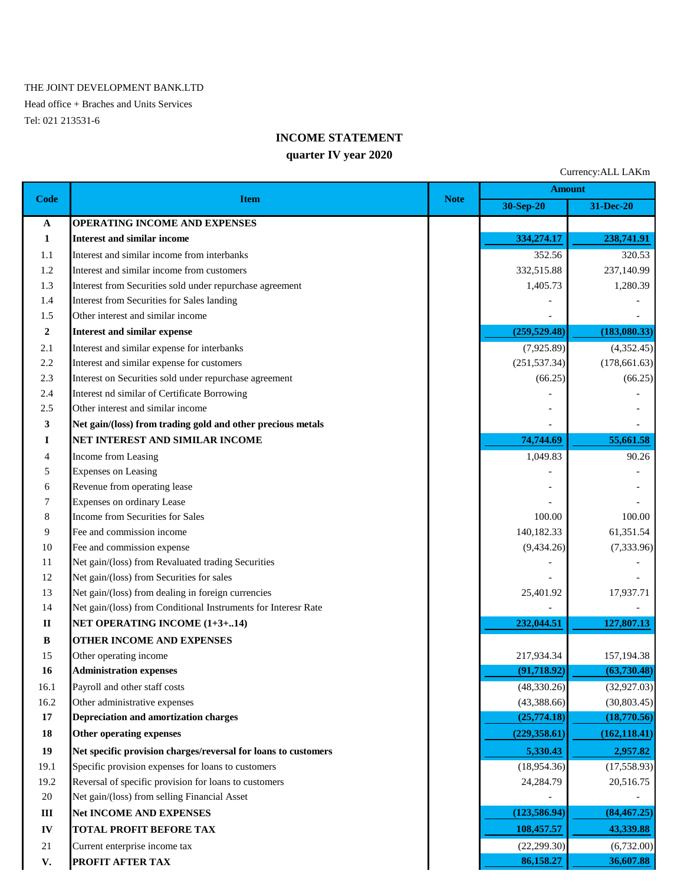THE JOINT DEVELOPMENT BANK.LTD

Head office + Braches and Units Services

Tel: 021 213531-6

## INCOME STATEMENT

### quarter IV year 2020

Currency:ALL LAKm

| Code | Item | Note | Amount | |
|---|---|---|---|---|
| | | | 30-Sep-20 | 31-Dec-20 |
| **A** | **OPERATING INCOME AND EXPENSES** | | | |
| **1** | **Interest and similar income** | | **334,274.17** | **238,741.91** |
| 1.1 | Interest and similar income from interbanks | | 352.56 | 320.53 |
| 1.2 | Interest and similar income from customers | | 332,515.88 | 237,140.99 |
| 1.3 | Interest from Securities sold under repurchase agreement | | 1,405.73 | 1,280.39 |
| 1.4 | Interest from Securities for Sales landing | | - | - |
| 1.5 | Other interest and similar income | | - | - |
| **2** | **Interest and similar expense** | | **(259,529.48)** | **(183,080.33)** |
| 2.1 | Interest and similar expense for interbanks | | (7,925.89) | (4,352.45) |
| 2.2 | Interest and similar expense for customers | | (251,537.34) | (178,661.63) |
| 2.3 | Interest on Securities sold under repurchase agreement | | (66.25) | (66.25) |
| 2.4 | Interest nd similar of Certificate Borrowing | | - | - |
| 2.5 | Other interest and similar income | | - | - |
| **3** | **Net gain/(loss) from trading gold and other precious metals** | | - | - |
| **I** | **NET INTEREST AND SIMILAR INCOME** | | **74,744.69** | **55,661.58** |
| 4 | Income from Leasing | | 1,049.83 | 90.26 |
| 5 | Expenses on Leasing | | - | - |
| 6 | Revenue from operating lease | | - | - |
| 7 | Expenses on ordinary Lease | | - | - |
| 8 | Income from Securities for Sales | | 100.00 | 100.00 |
| 9 | Fee and commission income | | 140,182.33 | 61,351.54 |
| 10 | Fee and commission expense | | (9,434.26) | (7,333.96) |
| 11 | Net gain/(loss) from Revaluated trading Securities | | - | - |
| 12 | Net gain/(loss) from Securities for sales | | - | - |
| 13 | Net gain/(loss) from dealing in foreign currencies | | 25,401.92 | 17,937.71 |
| 14 | Net gain/(loss) from Conditional Instruments for Interesr Rate | | - | - |
| **II** | **NET OPERATING INCOME (1+3+..14)** | | **232,044.51** | **127,807.13** |
| **B** | **OTHER INCOME AND EXPENSES** | | | |
| 15 | Other operating income | | 217,934.34 | 157,194.38 |
| **16** | **Administration expenses** | | **(91,718.92)** | **(63,730.48)** |
| 16.1 | Payroll and other staff costs | | (48,330.26) | (32,927.03) |
| 16.2 | Other administrative expenses | | (43,388.66) | (30,803.45) |
| **17** | **Depreciation and amortization charges** | | **(25,774.18)** | **(18,770.56)** |
| **18** | **Other operating expenses** | | **(229,358.61)** | **(162,118.41)** |
| **19** | **Net specific provision charges/reversal for loans to customers** | | **5,330.43** | **2,957.82** |
| 19.1 | Specific provision expenses for loans to customers | | (18,954.36) | (17,558.93) |
| 19.2 | Reversal of specific provision for loans to customers | | 24,284.79 | 20,516.75 |
| 20 | Net gain/(loss) from selling Financial Asset | | - | - |
| **III** | **Net INCOME AND EXPENSES** | | **(123,586.94)** | **(84,467.25)** |
| **IV** | **TOTAL PROFIT BEFORE TAX** | | **108,457.57** | **43,339.88** |
| 21 | Current enterprise income tax | | (22,299.30) | (6,732.00) |
| **V.** | **PROFIT AFTER TAX** | | **86,158.27** | **36,607.88** |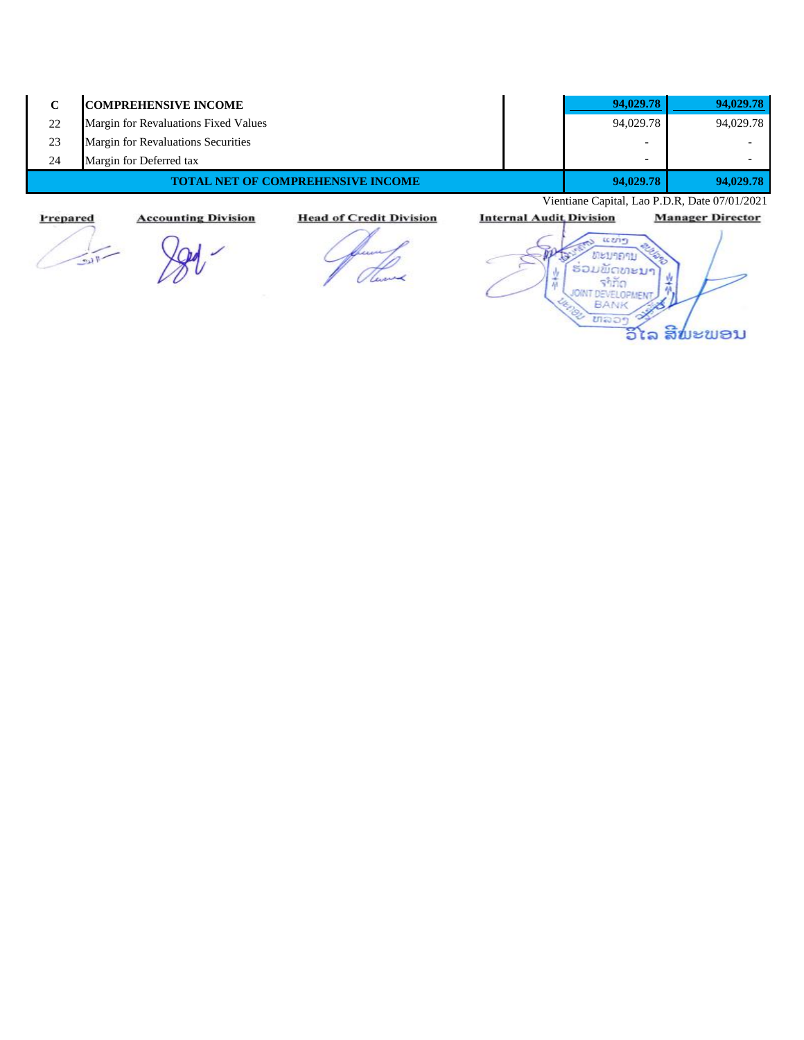| | | | | |
|---|---|---|---|---|
| **C** | **COMPREHENSIVE INCOME** | | **94,029.78** | **94,029.78** |
| 22 | Margin for Revaluations Fixed Values | | 94,029.78 | 94,029.78 |
| 23 | Margin for Revaluations Securities | | - | - |
| 24 | Margin for Deferred tax | | - | - |
| **TOTAL NET OF COMPREHENSIVE INCOME** | | | **94,029.78** | **94,029.78** |

Vientiane Capital, Lao P.D.R, Date 07/01/2021

| Prepared | Accounting Division | Head of Credit Division | Internal Audit Division | Manager Director |
|---|---|---|---|---|

ທະນາຄານ ຮ່ວມພັດທະນາ ຈຳກັດ JOINT DEVELOPMENT BANK

ວິໄລ ສີພະພອນ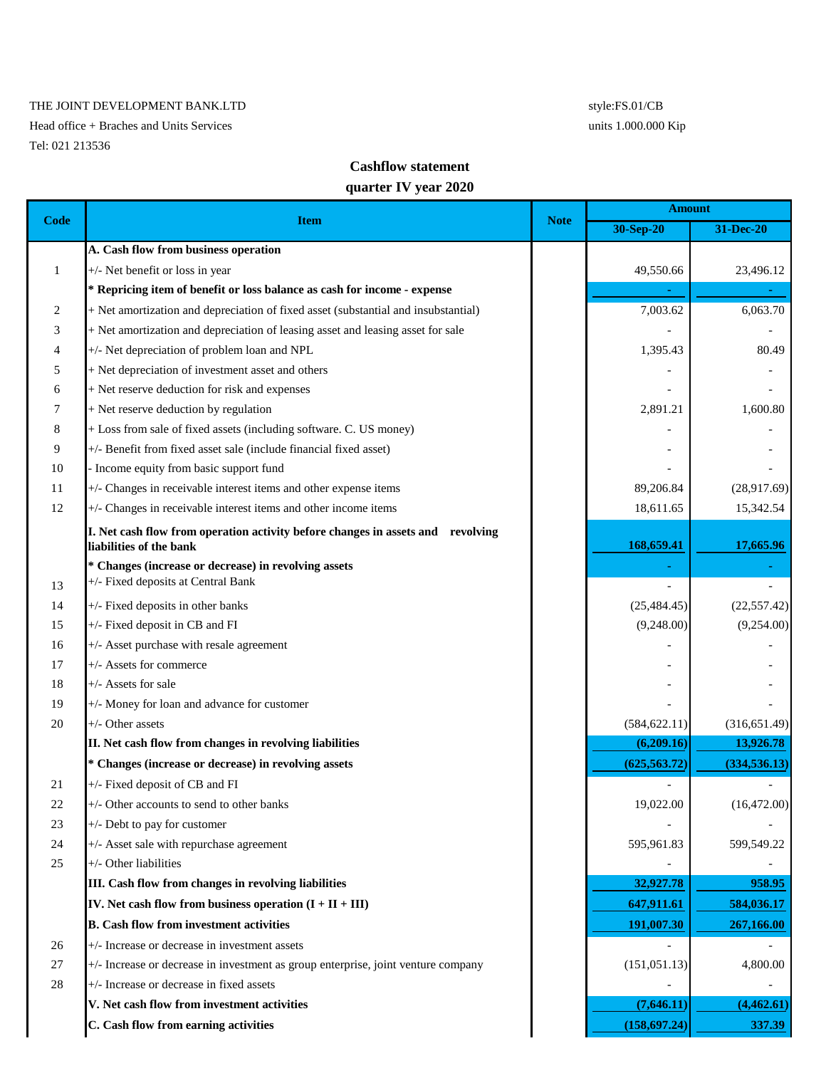THE JOINT DEVELOPMENT BANK.LTD

Head office + Braches and Units Services

Tel: 021 213536

style:FS.01/CB

units 1.000.000 Kip

## Cashflow statement

## quarter IV year 2020

| Code | Item | Note | Amount | |
|---|---|---|---|---|
| | | | 30-Sep-20 | 31-Dec-20 |
| | **A. Cash flow from business operation** | | | |
| 1 | +/- Net benefit or loss in year | | 49,550.66 | 23,496.12 |
| | **\* Repricing item of benefit or loss balance as cash for income - expense** | | - | - |
| 2 | + Net amortization and depreciation of fixed asset (substantial and insubstantial) | | 7,003.62 | 6,063.70 |
| 3 | + Net amortization and depreciation of leasing asset and leasing asset for sale | | - | - |
| 4 | +/- Net depreciation of problem loan and NPL | | 1,395.43 | 80.49 |
| 5 | + Net depreciation of investment asset and others | | - | - |
| 6 | + Net reserve deduction for risk and expenses | | - | - |
| 7 | + Net reserve deduction by regulation | | 2,891.21 | 1,600.80 |
| 8 | + Loss from sale of fixed assets (including software. C. US money) | | - | - |
| 9 | +/- Benefit from fixed asset sale (include financial fixed asset) | | - | - |
| 10 | - Income equity from basic support fund | | - | - |
| 11 | +/- Changes in receivable interest items and other expense items | | 89,206.84 | (28,917.69) |
| 12 | +/- Changes in receivable interest items and other income items | | 18,611.65 | 15,342.54 |
| | **I. Net cash flow from operation activity before changes in assets and revolving liabilities of the bank** | | **168,659.41** | **17,665.96** |
| | **\* Changes (increase or decrease) in revolving assets** | | - | - |
| 13 | +/- Fixed deposits at Central Bank | | - | - |
| 14 | +/- Fixed deposits in other banks | | (25,484.45) | (22,557.42) |
| 15 | +/- Fixed deposit in CB and FI | | (9,248.00) | (9,254.00) |
| 16 | +/- Asset purchase with resale agreement | | - | - |
| 17 | +/- Assets for commerce | | - | - |
| 18 | +/- Assets for sale | | - | - |
| 19 | +/- Money for loan and advance for customer | | - | - |
| 20 | +/- Other assets | | (584,622.11) | (316,651.49) |
| | **II. Net cash flow from changes in revolving liabilities** | | **(6,209.16)** | **13,926.78** |
| | **\* Changes (increase or decrease) in revolving assets** | | **(625,563.72)** | **(334,536.13)** |
| 21 | +/- Fixed deposit of CB and FI | | - | - |
| 22 | +/- Other accounts to send to other banks | | 19,022.00 | (16,472.00) |
| 23 | +/- Debt to pay for customer | | - | - |
| 24 | +/- Asset sale with repurchase agreement | | 595,961.83 | 599,549.22 |
| 25 | +/- Other liabilities | | - | - |
| | **III. Cash flow from changes in revolving liabilities** | | **32,927.78** | **958.95** |
| | **IV. Net cash flow from business operation (I + II + III)** | | **647,911.61** | **584,036.17** |
| | **B. Cash flow from investment activities** | | **191,007.30** | **267,166.00** |
| 26 | +/- Increase or decrease in investment assets | | - | - |
| 27 | +/- Increase or decrease in investment as group enterprise, joint venture company | | (151,051.13) | 4,800.00 |
| 28 | +/- Increase or decrease in fixed assets | | - | - |
| | **V. Net cash flow from investment activities** | | **(7,646.11)** | **(4,462.61)** |
| | **C. Cash flow from earning activities** | | **(158,697.24)** | **337.39** |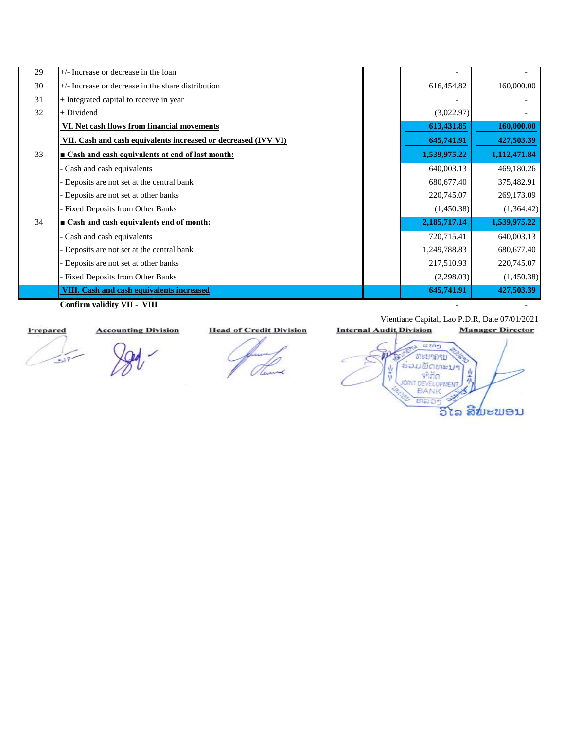| | | | | |
|---|---|---|---|---|
| 29 | +/- Increase or decrease in the loan | | - | - |
| 30 | +/- Increase or decrease in the share distribution | | 616,454.82 | 160,000.00 |
| 31 | + Integrated capital to receive in year | | - | - |
| 32 | + Dividend | | (3,022.97) | - |
| | **VI. Net cash flows from financial movements** | | **613,431.85** | **160,000.00** |
| | **VII. Cash and cash equivalents increased or decreased (IVV VI)** | | **645,741.91** | **427,503.39** |
| 33 | **■ Cash and cash equivalents at end of last month:** | | **1,539,975.22** | **1,112,471.84** |
| | - Cash and cash equivalents | | 640,003.13 | 469,180.26 |
| | - Deposits are not set at the central bank | | 680,677.40 | 375,482.91 |
| | - Deposits are not set at other banks | | 220,745.07 | 269,173.09 |
| | - Fixed Deposits from Other Banks | | (1,450.38) | (1,364.42) |
| 34 | **■ Cash and cash equivalents end of month:** | | **2,185,717.14** | **1,539,975.22** |
| | - Cash and cash equivalents | | 720,715.41 | 640,003.13 |
| | - Deposits are not set at the central bank | | 1,249,788.83 | 680,677.40 |
| | - Deposits are not set at other banks | | 217,510.93 | 220,745.07 |
| | - Fixed Deposits from Other Banks | | (2,298.03) | (1,450.38) |
| | **VIII. Cash and cash equivalents increased** | | **645,741.91** | **427,503.39** |
| | **Confirm validity VII - VIII** | | - | - |

Vientiane Capital, Lao P.D.R, Date 07/01/2021

| Prepared | Accounting Division | Head of Credit Division | Internal Audit Division | Manager Director |
|---|---|---|---|---|
| | | | | ວິໄລ ສີພະພອນ |